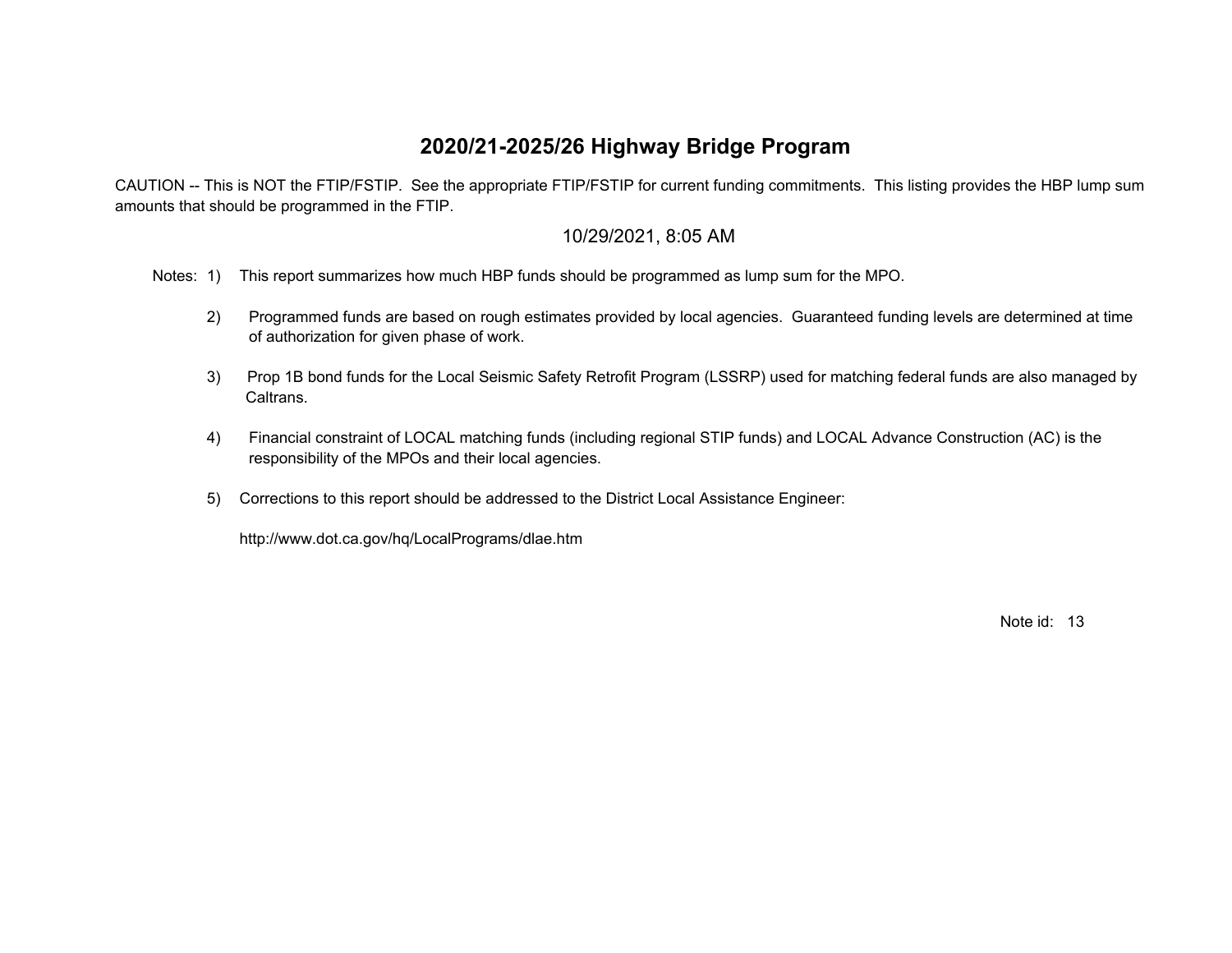# 2020/21-2025/26 Highway Bridge Program

CAUTION -- This is NOT the FTIP/FSTIP. See the appropriate FTIP/FSTIP for current funding commitments. This listing provides the HBP lump sum amounts that should be programmed in the FTIP.

10/29/2021, 8:05 AM

Notes:

1) This report summarizes how much HBP funds should be programmed as lump sum for the MPO.

2) Programmed funds are based on rough estimates provided by local agencies. Guaranteed funding levels are determined at time of authorization for given phase of work.

3) Prop 1B bond funds for the Local Seismic Safety Retrofit Program (LSSRP) used for matching federal funds are also managed by Caltrans.

4) Financial constraint of LOCAL matching funds (including regional STIP funds) and LOCAL Advance Construction (AC) is the responsibility of the MPOs and their local agencies.

5) Corrections to this report should be addressed to the District Local Assistance Engineer:

   http://www.dot.ca.gov/hq/LocalPrograms/dlae.htm

Note id: 13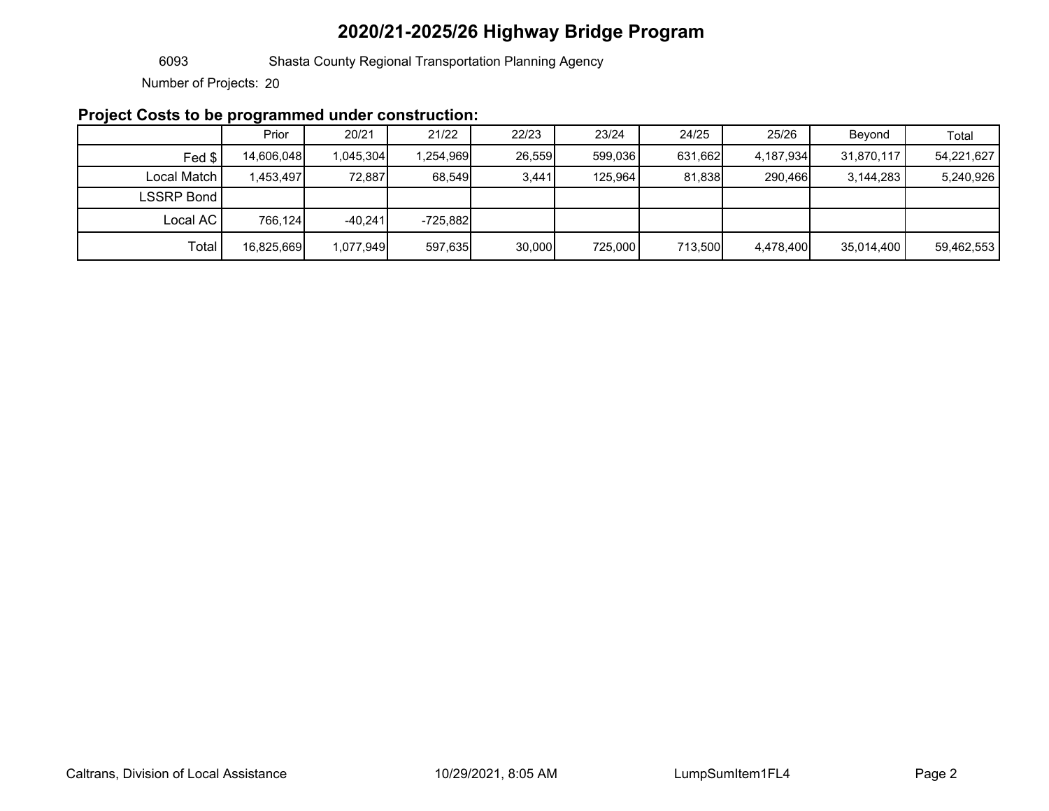# 2020/21-2025/26 Highway Bridge Program

6093 Shasta County Regional Transportation Planning Agency

Number of Projects: 20

### Project Costs to be programmed under construction:

| | Prior | 20/21 | 21/22 | 22/23 | 23/24 | 24/25 | 25/26 | Beyond | Total |
|---|---|---|---|---|---|---|---|---|---|
| Fed $ | 14,606,048 | 1,045,304 | 1,254,969 | 26,559 | 599,036 | 631,662 | 4,187,934 | 31,870,117 | 54,221,627 |
| Local Match | 1,453,497 | 72,887 | 68,549 | 3,441 | 125,964 | 81,838 | 290,466 | 3,144,283 | 5,240,926 |
| LSSRP Bond | | | | | | | | | |
| Local AC | 766,124 | -40,241 | -725,882 | | | | | | |
| Total | 16,825,669 | 1,077,949 | 597,635 | 30,000 | 725,000 | 713,500 | 4,478,400 | 35,014,400 | 59,462,553 |

Caltrans, Division of Local Assistance 10/29/2021, 8:05 AM LumpSumItem1FL4